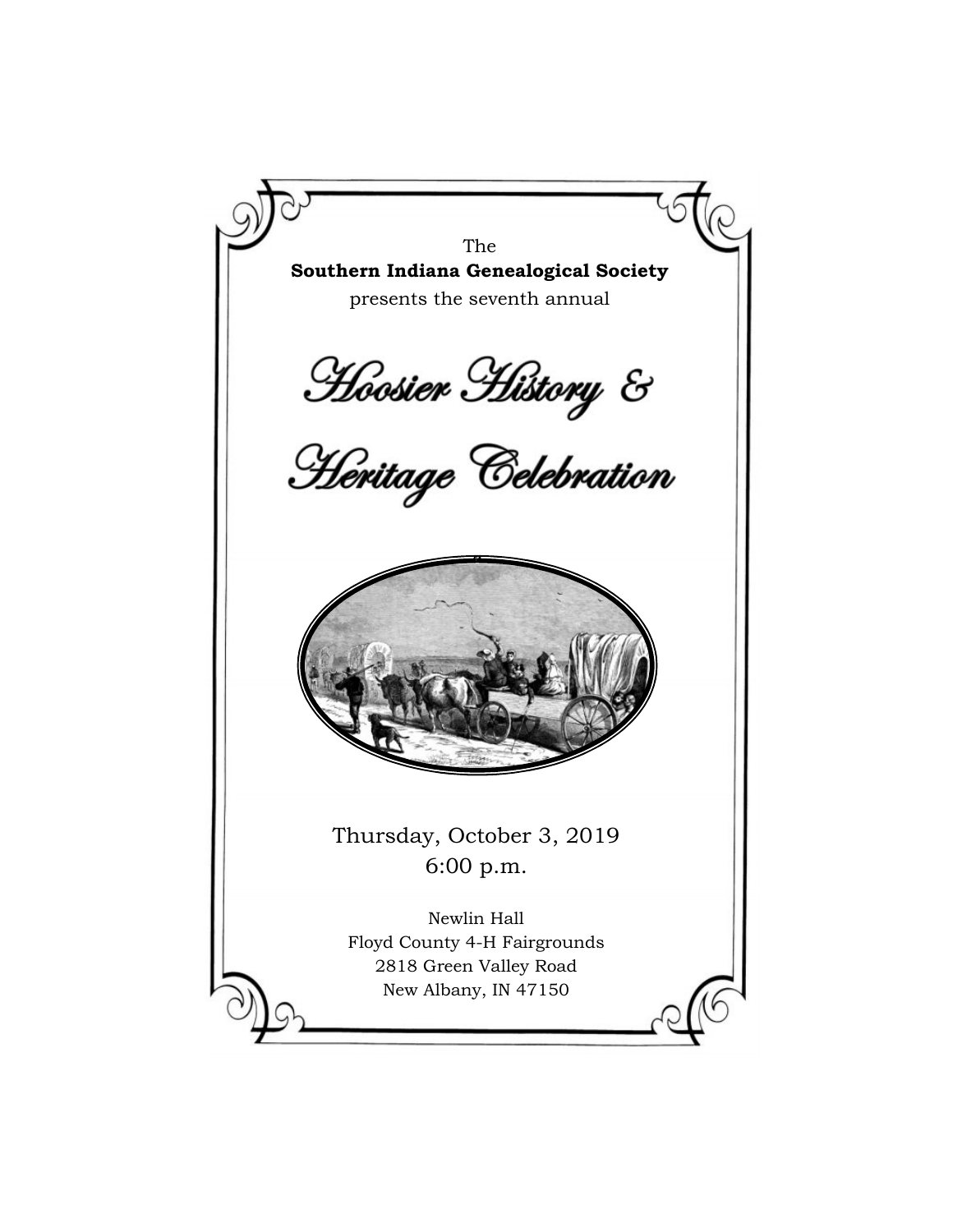The

**Southern Indiana Genealogical Society**

presents the seventh annual

# Hoosier History & Heritage Celebration

Thursday, October 3, 2019

6:00 p.m.

Newlin Hall

Floyd County 4-H Fairgrounds

2818 Green Valley Road

New Albany, IN 47150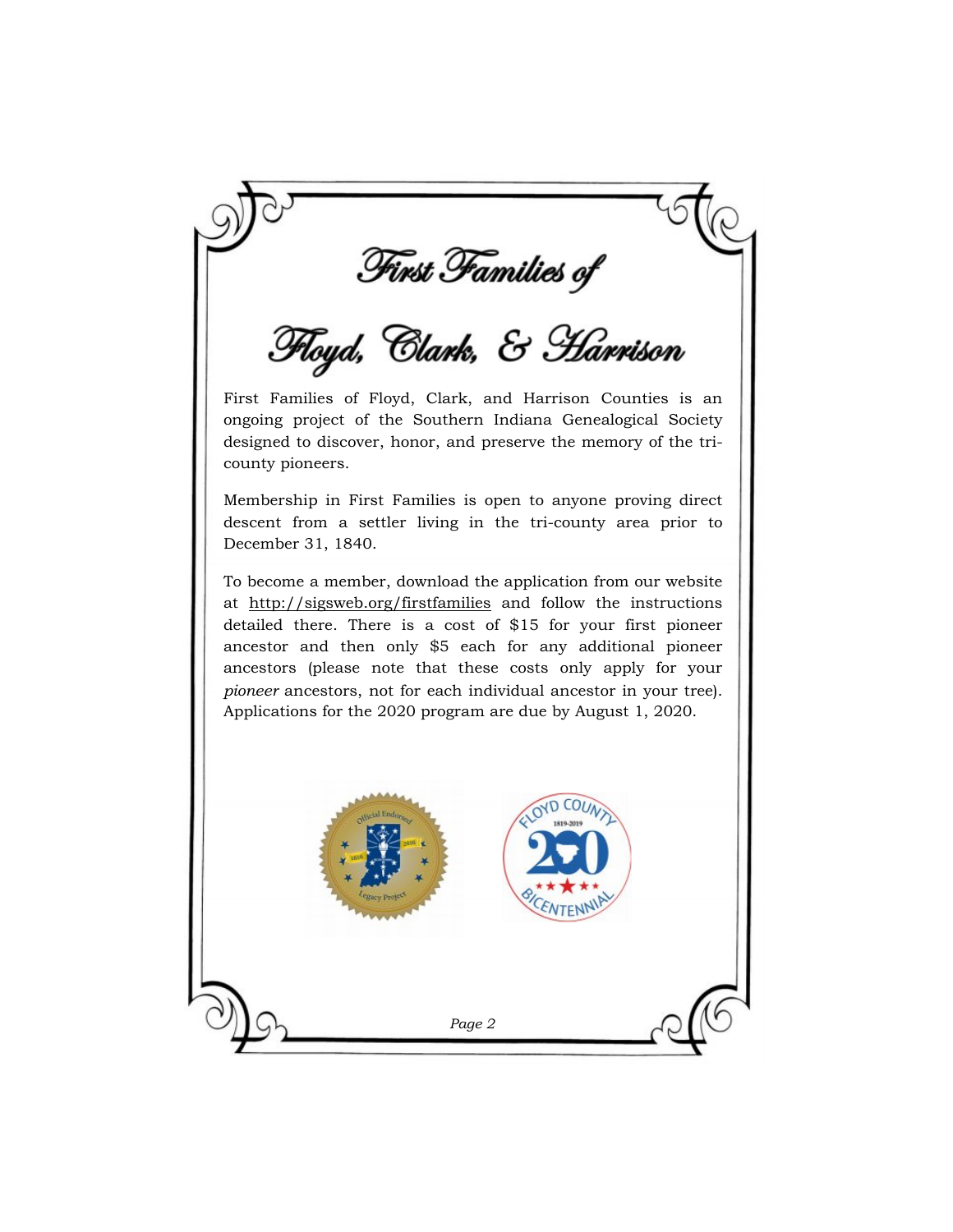# First Families of

# Floyd, Clark, & Harrison

First Families of Floyd, Clark, and Harrison Counties is an ongoing project of the Southern Indiana Genealogical Society designed to discover, honor, and preserve the memory of the tri-county pioneers.

Membership in First Families is open to anyone proving direct descent from a settler living in the tri-county area prior to December 31, 1840.

To become a member, download the application from our website at http://sigsweb.org/firstfamilies and follow the instructions detailed there. There is a cost of $15 for your first pioneer ancestor and then only $5 each for any additional pioneer ancestors (please note that these costs only apply for your *pioneer* ancestors, not for each individual ancestor in your tree). Applications for the 2020 program are due by August 1, 2020.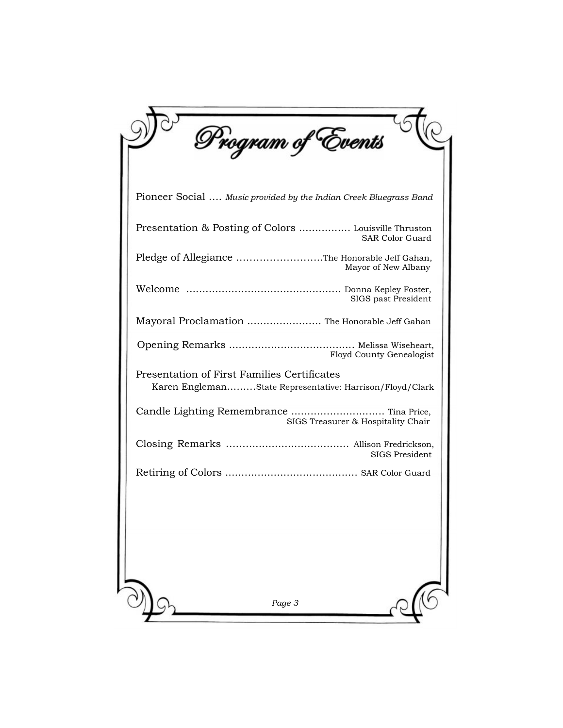# Program of Events

Pioneer Social .... *Music provided by the Indian Creek Bluegrass Band*

Presentation & Posting of Colors ................ Louisville Thruston SAR Color Guard

Pledge of Allegiance ..........................The Honorable Jeff Gahan, Mayor of New Albany

Welcome ................................................ Donna Kepley Foster, SIGS past President

Mayoral Proclamation ....................... The Honorable Jeff Gahan

Opening Remarks ....................................... Melissa Wiseheart, Floyd County Genealogist

Presentation of First Families Certificates
Karen Engleman.........State Representative: Harrison/Floyd/Clark

Candle Lighting Remembrance ............................. Tina Price, SIGS Treasurer & Hospitality Chair

Closing Remarks ...................................... Allison Fredrickson, SIGS President

Retiring of Colors ......................................... SAR Color Guard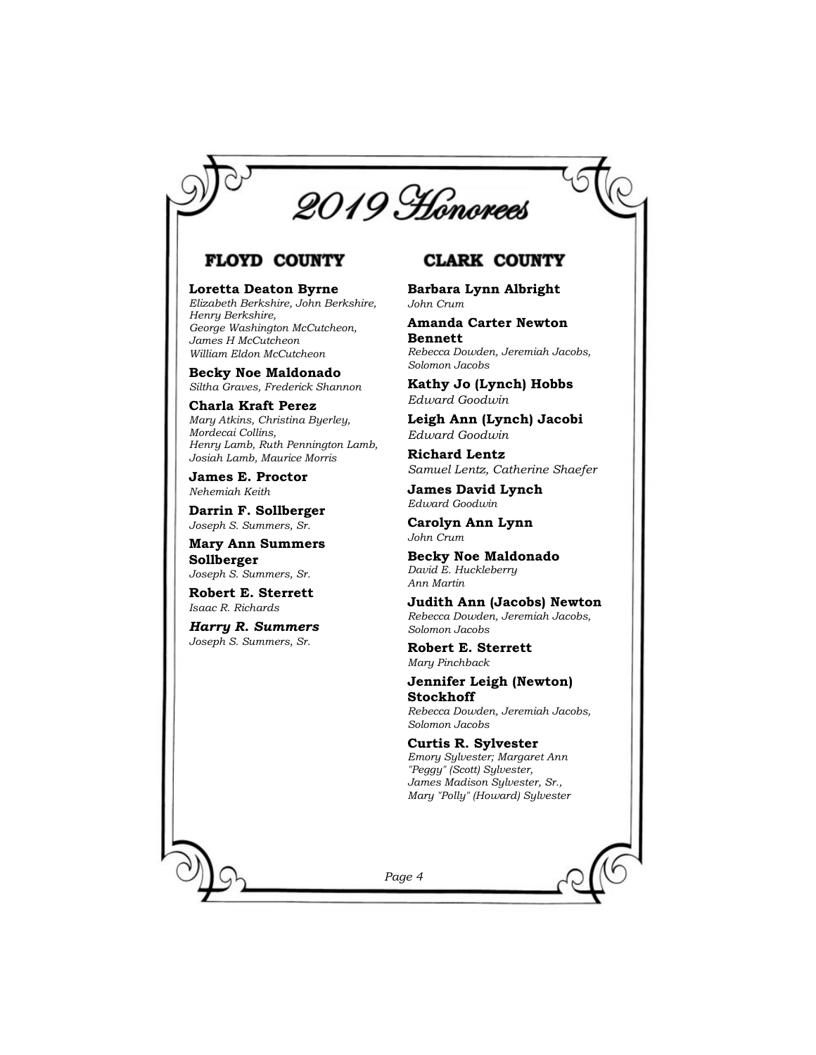# 2019 Honorees

## FLOYD COUNTY

**Loretta Deaton Byrne**
*Elizabeth Berkshire, John Berkshire, Henry Berkshire, George Washington McCutcheon, James H McCutcheon William Eldon McCutcheon*

**Becky Noe Maldonado**
*Siltha Graves, Frederick Shannon*

**Charla Kraft Perez**
*Mary Atkins, Christina Byerley, Mordecai Collins, Henry Lamb, Ruth Pennington Lamb, Josiah Lamb, Maurice Morris*

**James E. Proctor**
*Nehemiah Keith*

**Darrin F. Sollberger**
*Joseph S. Summers, Sr.*

**Mary Ann Summers Sollberger**
*Joseph S. Summers, Sr.*

**Robert E. Sterrett**
*Isaac R. Richards*

***Harry R. Summers***
*Joseph S. Summers, Sr.*

## CLARK COUNTY

**Barbara Lynn Albright**
*John Crum*

**Amanda Carter Newton Bennett**
*Rebecca Dowden, Jeremiah Jacobs, Solomon Jacobs*

**Kathy Jo (Lynch) Hobbs**
*Edward Goodwin*

**Leigh Ann (Lynch) Jacobi**
*Edward Goodwin*

**Richard Lentz**
*Samuel Lentz, Catherine Shaefer*

**James David Lynch**
*Edward Goodwin*

**Carolyn Ann Lynn**
*John Crum*

**Becky Noe Maldonado**
*David E. Huckleberry Ann Martin*

**Judith Ann (Jacobs) Newton**
*Rebecca Dowden, Jeremiah Jacobs, Solomon Jacobs*

**Robert E. Sterrett**
*Mary Pinchback*

**Jennifer Leigh (Newton) Stockhoff**
*Rebecca Dowden, Jeremiah Jacobs, Solomon Jacobs*

**Curtis R. Sylvester**
*Emory Sylvester; Margaret Ann "Peggy" (Scott) Sylvester, James Madison Sylvester, Sr., Mary "Polly" (Howard) Sylvester*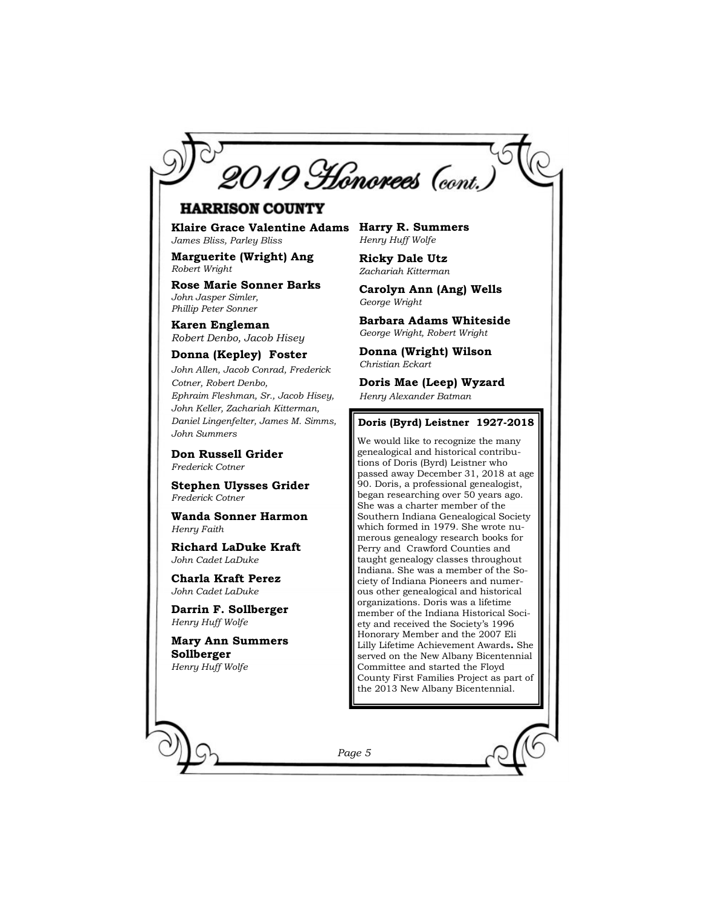# 2019 Honorees (cont.)

## HARRISON COUNTY

**Klaire Grace Valentine Adams**
*James Bliss, Parley Bliss*

**Marguerite (Wright) Ang**
*Robert Wright*

**Rose Marie Sonner Barks**
*John Jasper Simler, Phillip Peter Sonner*

**Karen Engleman**
*Robert Denbo, Jacob Hisey*

**Donna (Kepley) Foster**
*John Allen, Jacob Conrad, Frederick Cotner, Robert Denbo, Ephraim Fleshman, Sr., Jacob Hisey, John Keller, Zachariah Kitterman, Daniel Lingenfelter, James M. Simms, John Summers*

**Don Russell Grider**
*Frederick Cotner*

**Stephen Ulysses Grider**
*Frederick Cotner*

**Wanda Sonner Harmon**
*Henry Faith*

**Richard LaDuke Kraft**
*John Cadet LaDuke*

**Charla Kraft Perez**
*John Cadet LaDuke*

**Darrin F. Sollberger**
*Henry Huff Wolfe*

**Mary Ann Summers Sollberger**
*Henry Huff Wolfe*

**Harry R. Summers**
*Henry Huff Wolfe*

**Ricky Dale Utz**
*Zachariah Kitterman*

**Carolyn Ann (Ang) Wells**
*George Wright*

**Barbara Adams Whiteside**
*George Wright, Robert Wright*

**Donna (Wright) Wilson**
*Christian Eckart*

**Doris Mae (Leep) Wyzard**
*Henry Alexander Batman*

**Doris (Byrd) Leistner 1927-2018**

We would like to recognize the many genealogical and historical contributions of Doris (Byrd) Leistner who passed away December 31, 2018 at age 90. Doris, a professional genealogist, began researching over 50 years ago. She was a charter member of the Southern Indiana Genealogical Society which formed in 1979. She wrote numerous genealogy research books for Perry and Crawford Counties and taught genealogy classes throughout Indiana. She was a member of the Society of Indiana Pioneers and numerous other genealogical and historical organizations. Doris was a lifetime member of the Indiana Historical Society and received the Society's 1996 Honorary Member and the 2007 Eli Lilly Lifetime Achievement Awards. She served on the New Albany Bicentennial Committee and started the Floyd County First Families Project as part of the 2013 New Albany Bicentennial.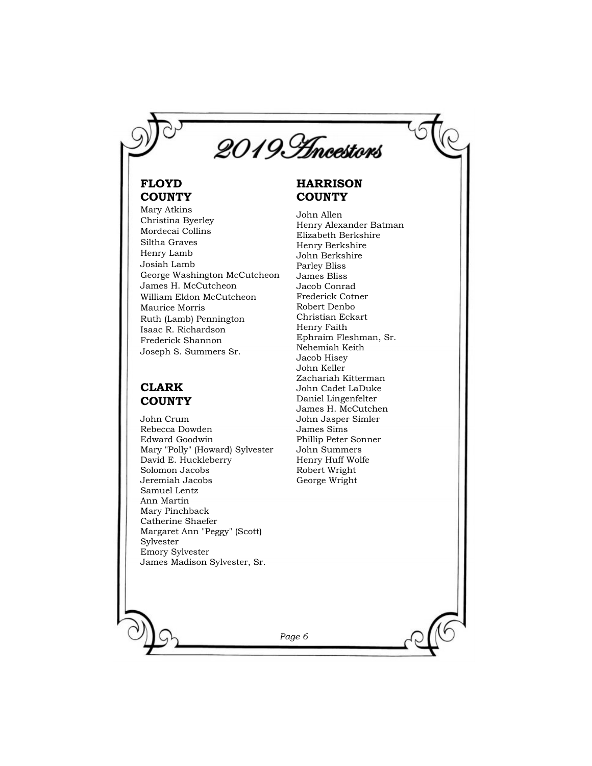# 2019 Ancestors

## FLOYD COUNTY

Mary Atkins
Christina Byerley
Mordecai Collins
Siltha Graves
Henry Lamb
Josiah Lamb
George Washington McCutcheon
James H. McCutcheon
William Eldon McCutcheon
Maurice Morris
Ruth (Lamb) Pennington
Isaac R. Richardson
Frederick Shannon
Joseph S. Summers Sr.

## CLARK COUNTY

John Crum
Rebecca Dowden
Edward Goodwin
Mary "Polly" (Howard) Sylvester
David E. Huckleberry
Solomon Jacobs
Jeremiah Jacobs
Samuel Lentz
Ann Martin
Mary Pinchback
Catherine Shaefer
Margaret Ann "Peggy" (Scott) Sylvester
Emory Sylvester
James Madison Sylvester, Sr.

## HARRISON COUNTY

John Allen
Henry Alexander Batman
Elizabeth Berkshire
Henry Berkshire
John Berkshire
Parley Bliss
James Bliss
Jacob Conrad
Frederick Cotner
Robert Denbo
Christian Eckart
Henry Faith
Ephraim Fleshman, Sr.
Nehemiah Keith
Jacob Hisey
John Keller
Zachariah Kitterman
John Cadet LaDuke
Daniel Lingenfelter
James H. McCutchen
John Jasper Simler
James Sims
Phillip Peter Sonner
John Summers
Henry Huff Wolfe
Robert Wright
George Wright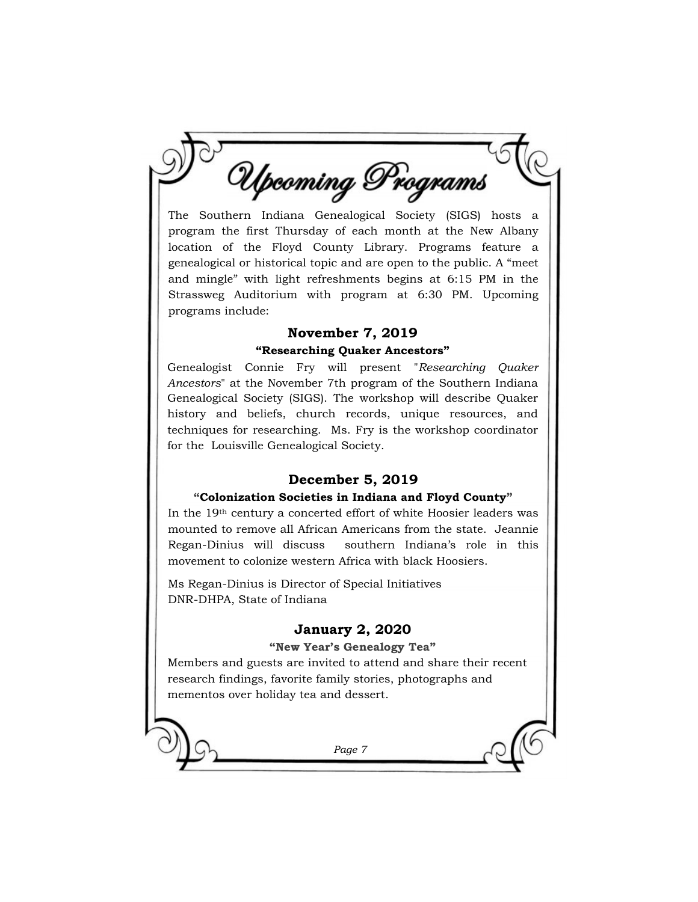# Upcoming Programs

The Southern Indiana Genealogical Society (SIGS) hosts a program the first Thursday of each month at the New Albany location of the Floyd County Library. Programs feature a genealogical or historical topic and are open to the public. A "meet and mingle" with light refreshments begins at 6:15 PM in the Strassweg Auditorium with program at 6:30 PM. Upcoming programs include:

## November 7, 2019

### "Researching Quaker Ancestors"

Genealogist Connie Fry will present "*Researching Quaker Ancestors*" at the November 7th program of the Southern Indiana Genealogical Society (SIGS). The workshop will describe Quaker history and beliefs, church records, unique resources, and techniques for researching. Ms. Fry is the workshop coordinator for the Louisville Genealogical Society.

## December 5, 2019

### "Colonization Societies in Indiana and Floyd County"

In the 19th century a concerted effort of white Hoosier leaders was mounted to remove all African Americans from the state. Jeannie Regan-Dinius will discuss southern Indiana's role in this movement to colonize western Africa with black Hoosiers.

Ms Regan-Dinius is Director of Special Initiatives
DNR-DHPA, State of Indiana

## January 2, 2020

### "New Year's Genealogy Tea"

Members and guests are invited to attend and share their recent research findings, favorite family stories, photographs and mementos over holiday tea and dessert.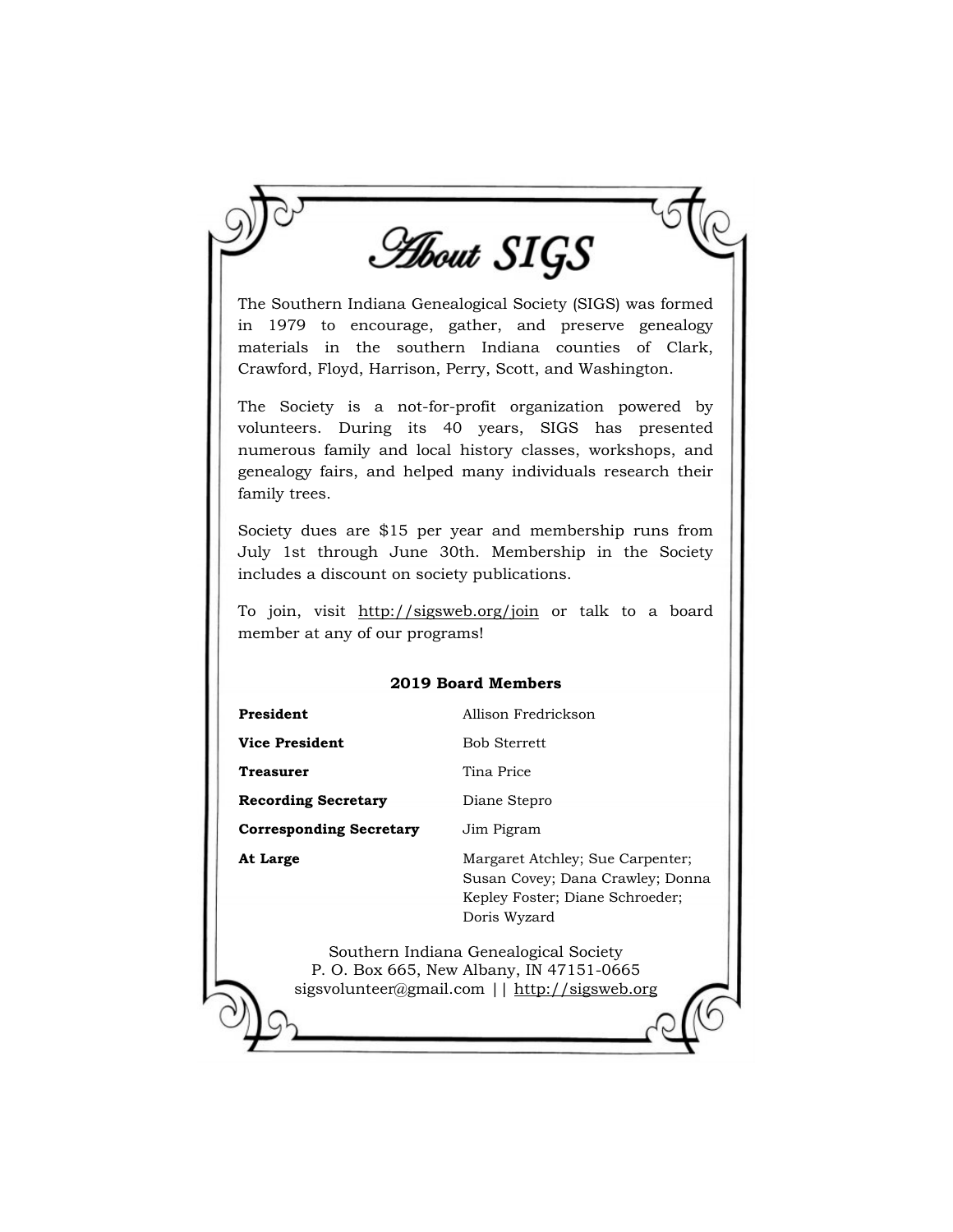# About SIGS

The Southern Indiana Genealogical Society (SIGS) was formed in 1979 to encourage, gather, and preserve genealogy materials in the southern Indiana counties of Clark, Crawford, Floyd, Harrison, Perry, Scott, and Washington.

The Society is a not-for-profit organization powered by volunteers. During its 40 years, SIGS has presented numerous family and local history classes, workshops, and genealogy fairs, and helped many individuals research their family trees.

Society dues are $15 per year and membership runs from July 1st through June 30th. Membership in the Society includes a discount on society publications.

To join, visit http://sigsweb.org/join or talk to a board member at any of our programs!

**2019 Board Members**

| | |
|---|---|
| **President** | Allison Fredrickson |
| **Vice President** | Bob Sterrett |
| **Treasurer** | Tina Price |
| **Recording Secretary** | Diane Stepro |
| **Corresponding Secretary** | Jim Pigram |
| **At Large** | Margaret Atchley; Sue Carpenter; Susan Covey; Dana Crawley; Donna Kepley Foster; Diane Schroeder; Doris Wyzard |

Southern Indiana Genealogical Society
P. O. Box 665, New Albany, IN 47151-0665
sigsvolunteer@gmail.com || http://sigsweb.org